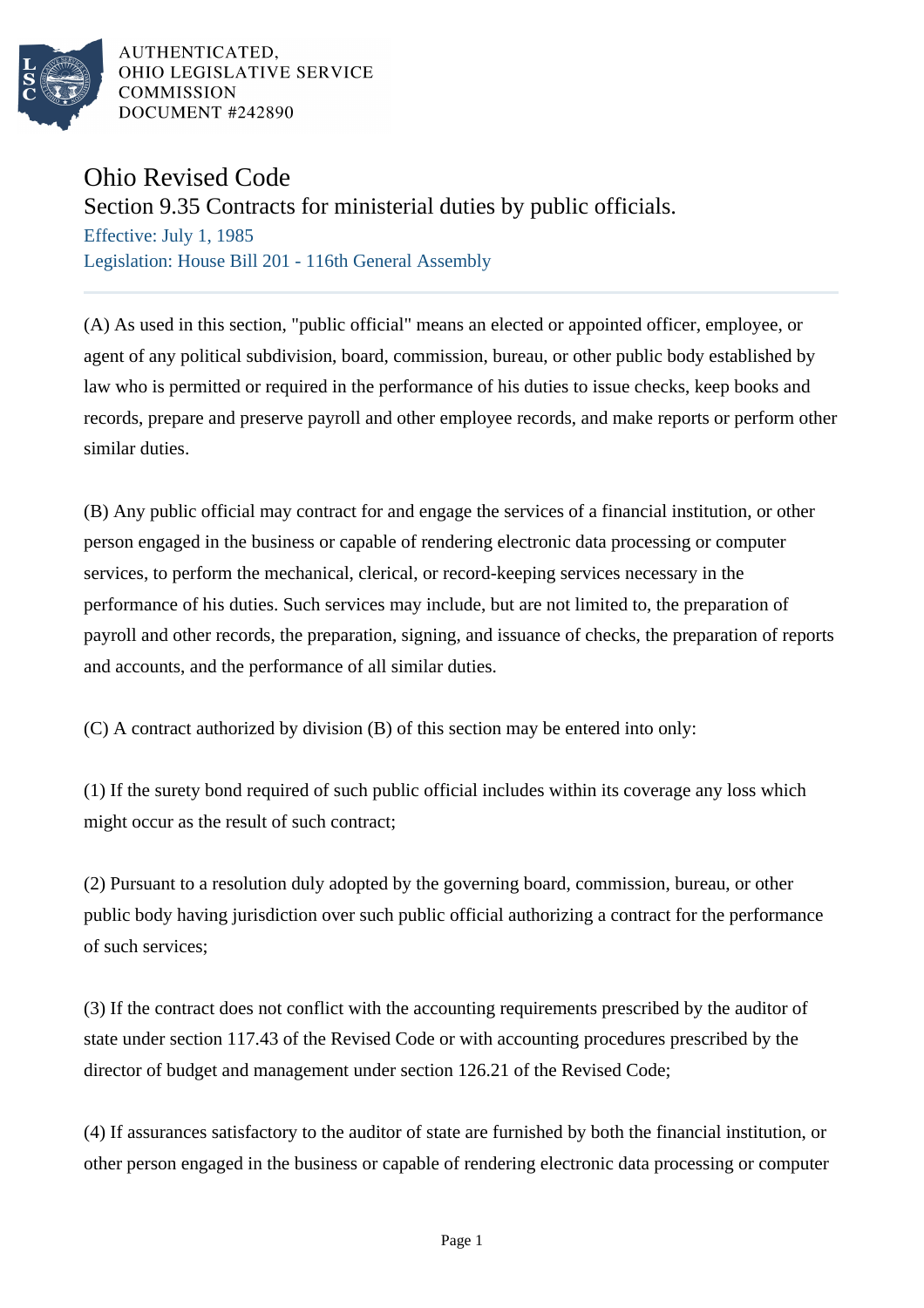AUTHENTICATED,
OHIO LEGISLATIVE SERVICE
COMMISSION
DOCUMENT #242890

# Ohio Revised Code

## Section 9.35 Contracts for ministerial duties by public officials.

Effective: July 1, 1985

Legislation: House Bill 201 - 116th General Assembly

(A) As used in this section, "public official" means an elected or appointed officer, employee, or agent of any political subdivision, board, commission, bureau, or other public body established by law who is permitted or required in the performance of his duties to issue checks, keep books and records, prepare and preserve payroll and other employee records, and make reports or perform other similar duties.

(B) Any public official may contract for and engage the services of a financial institution, or other person engaged in the business or capable of rendering electronic data processing or computer services, to perform the mechanical, clerical, or record-keeping services necessary in the performance of his duties. Such services may include, but are not limited to, the preparation of payroll and other records, the preparation, signing, and issuance of checks, the preparation of reports and accounts, and the performance of all similar duties.

(C) A contract authorized by division (B) of this section may be entered into only:

(1) If the surety bond required of such public official includes within its coverage any loss which might occur as the result of such contract;

(2) Pursuant to a resolution duly adopted by the governing board, commission, bureau, or other public body having jurisdiction over such public official authorizing a contract for the performance of such services;

(3) If the contract does not conflict with the accounting requirements prescribed by the auditor of state under section 117.43 of the Revised Code or with accounting procedures prescribed by the director of budget and management under section 126.21 of the Revised Code;

(4) If assurances satisfactory to the auditor of state are furnished by both the financial institution, or other person engaged in the business or capable of rendering electronic data processing or computer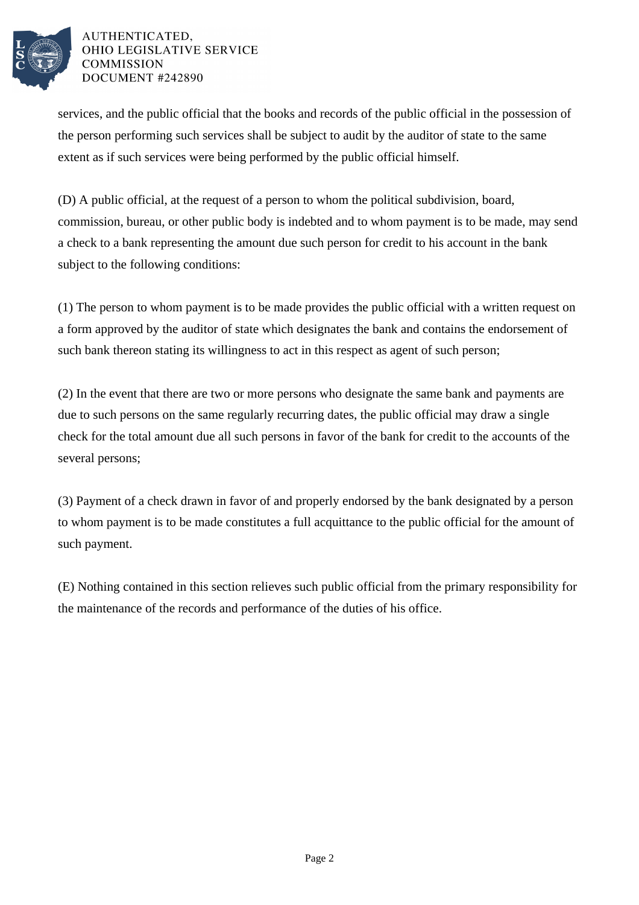services, and the public official that the books and records of the public official in the possession of the person performing such services shall be subject to audit by the auditor of state to the same extent as if such services were being performed by the public official himself.

(D) A public official, at the request of a person to whom the political subdivision, board, commission, bureau, or other public body is indebted and to whom payment is to be made, may send a check to a bank representing the amount due such person for credit to his account in the bank subject to the following conditions:

(1) The person to whom payment is to be made provides the public official with a written request on a form approved by the auditor of state which designates the bank and contains the endorsement of such bank thereon stating its willingness to act in this respect as agent of such person;

(2) In the event that there are two or more persons who designate the same bank and payments are due to such persons on the same regularly recurring dates, the public official may draw a single check for the total amount due all such persons in favor of the bank for credit to the accounts of the several persons;

(3) Payment of a check drawn in favor of and properly endorsed by the bank designated by a person to whom payment is to be made constitutes a full acquittance to the public official for the amount of such payment.

(E) Nothing contained in this section relieves such public official from the primary responsibility for the maintenance of the records and performance of the duties of his office.